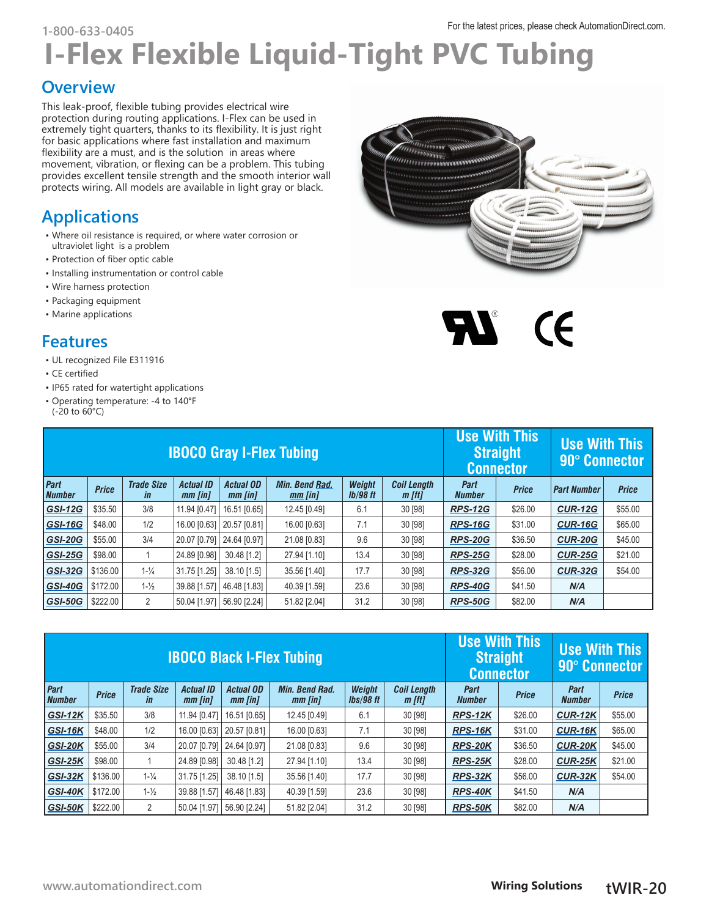# I-Flex Flexible Liquid-Tight PVC Tubing

## Overview

This leak-proof, flexible tubing provides electrical wire protection during routing applications. I-Flex can be used in extremely tight quarters, thanks to its flexibility. It is just right for basic applications where fast installation and maximum flexibility are a must, and is the solution in areas where movement, vibration, or flexing can be a problem. This tubing provides excellent tensile strength and the smooth interior wall protects wiring. All models are available in light gray or black.

## Applications

- Where oil resistance is required, or where water corrosion or ultraviolet light is a problem
- Protection of fiber optic cable
- Installing instrumentation or control cable
- Wire harness protection
- Packaging equipment
- Marine applications

## Features

- UL recognized File E311916
- CE certified
- IP65 rated for watertight applications
- Operating temperature: -4 to 140°F (-20 to 60°C)

| IBOCO Gray I-Flex Tubing | | | | | | | | Use With This Straight Connector | | Use With This 90° Connector | |
|---|---|---|---|---|---|---|---|---|---|---|---|
| Part Number | Price | Trade Size in | Actual ID mm [in] | Actual OD mm [in] | Min. Bend Rad. mm [in] | Weight lb/98 ft | Coil Length m [ft] | Part Number | Price | Part Number | Price |
| GSI-12G | $35.50 | 3/8 | 11.94 [0.47] | 16.51 [0.65] | 12.45 [0.49] | 6.1 | 30 [98] | RPS-12G | $26.00 | CUR-12G | $55.00 |
| GSI-16G | $48.00 | 1/2 | 16.00 [0.63] | 20.57 [0.81] | 16.00 [0.63] | 7.1 | 30 [98] | RPS-16G | $31.00 | CUR-16G | $65.00 |
| GSI-20G | $55.00 | 3/4 | 20.07 [0.79] | 24.64 [0.97] | 21.08 [0.83] | 9.6 | 30 [98] | RPS-20G | $36.50 | CUR-20G | $45.00 |
| GSI-25G | $98.00 | 1 | 24.89 [0.98] | 30.48 [1.2] | 27.94 [1.10] | 13.4 | 30 [98] | RPS-25G | $28.00 | CUR-25G | $21.00 |
| GSI-32G | $136.00 | 1-¼ | 31.75 [1.25] | 38.10 [1.5] | 35.56 [1.40] | 17.7 | 30 [98] | RPS-32G | $56.00 | CUR-32G | $54.00 |
| GSI-40G | $172.00 | 1-½ | 39.88 [1.57] | 46.48 [1.83] | 40.39 [1.59] | 23.6 | 30 [98] | RPS-40G | $41.50 | N/A | |
| GSI-50G | $222.00 | 2 | 50.04 [1.97] | 56.90 [2.24] | 51.82 [2.04] | 31.2 | 30 [98] | RPS-50G | $82.00 | N/A | |

| IBOCO Black I-Flex Tubing | | | | | | | | Use With This Straight Connector | | Use With This 90° Connector | |
|---|---|---|---|---|---|---|---|---|---|---|---|
| Part Number | Price | Trade Size in | Actual ID mm [in] | Actual OD mm [in] | Min. Bend Rad. mm [in] | Weight lbs/98 ft | Coil Length m [ft] | Part Number | Price | Part Number | Price |
| GSI-12K | $35.50 | 3/8 | 11.94 [0.47] | 16.51 [0.65] | 12.45 [0.49] | 6.1 | 30 [98] | RPS-12K | $26.00 | CUR-12K | $55.00 |
| GSI-16K | $48.00 | 1/2 | 16.00 [0.63] | 20.57 [0.81] | 16.00 [0.63] | 7.1 | 30 [98] | RPS-16K | $31.00 | CUR-16K | $65.00 |
| GSI-20K | $55.00 | 3/4 | 20.07 [0.79] | 24.64 [0.97] | 21.08 [0.83] | 9.6 | 30 [98] | RPS-20K | $36.50 | CUR-20K | $45.00 |
| GSI-25K | $98.00 | 1 | 24.89 [0.98] | 30.48 [1.2] | 27.94 [1.10] | 13.4 | 30 [98] | RPS-25K | $28.00 | CUR-25K | $21.00 |
| GSI-32K | $136.00 | 1-¼ | 31.75 [1.25] | 38.10 [1.5] | 35.56 [1.40] | 17.7 | 30 [98] | RPS-32K | $56.00 | CUR-32K | $54.00 |
| GSI-40K | $172.00 | 1-½ | 39.88 [1.57] | 46.48 [1.83] | 40.39 [1.59] | 23.6 | 30 [98] | RPS-40K | $41.50 | N/A | |
| GSI-50K | $222.00 | 2 | 50.04 [1.97] | 56.90 [2.24] | 51.82 [2.04] | 31.2 | 30 [98] | RPS-50K | $82.00 | N/A | |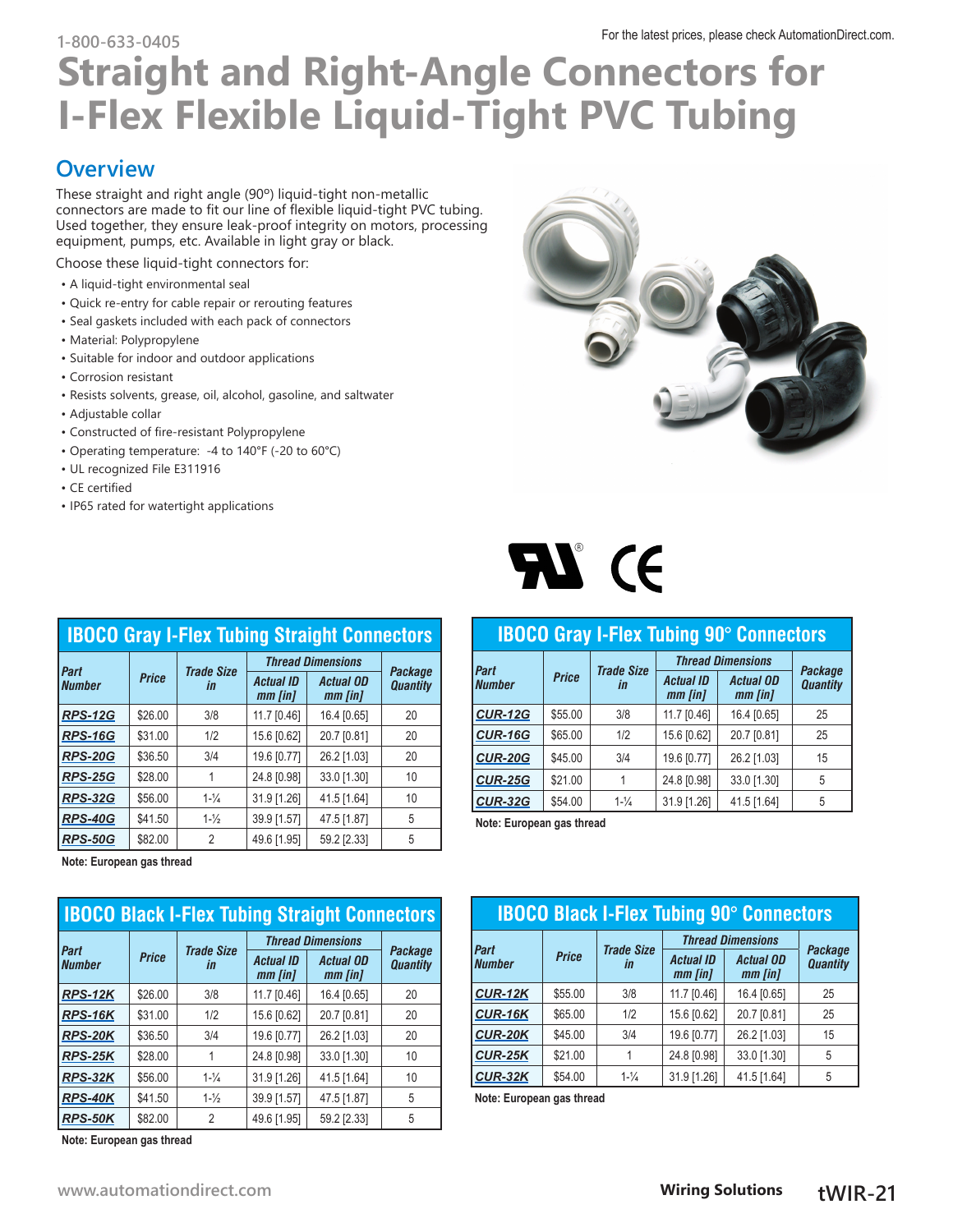# Straight and Right-Angle Connectors for I-Flex Flexible Liquid-Tight PVC Tubing

## Overview

These straight and right angle (90º) liquid-tight non-metallic connectors are made to fit our line of flexible liquid-tight PVC tubing. Used together, they ensure leak-proof integrity on motors, processing equipment, pumps, etc. Available in light gray or black.

Choose these liquid-tight connectors for:

- A liquid-tight environmental seal
- Quick re-entry for cable repair or rerouting features
- Seal gaskets included with each pack of connectors
- Material: Polypropylene
- Suitable for indoor and outdoor applications
- Corrosion resistant
- Resists solvents, grease, oil, alcohol, gasoline, and saltwater
- Adjustable collar
- Constructed of fire-resistant Polypropylene
- Operating temperature: -4 to 140°F (-20 to 60°C)
- UL recognized File E311916
- CE certified
- IP65 rated for watertight applications

### IBOCO Gray I-Flex Tubing Straight Connectors

| Part Number | Price | Trade Size in | Thread Dimensions | | Package Quantity |
|---|---|---|---|---|---|
| | | | Actual ID mm [in] | Actual OD mm [in] | |
| RPS-12G | $26.00 | 3/8 | 11.7 [0.46] | 16.4 [0.65] | 20 |
| RPS-16G | $31.00 | 1/2 | 15.6 [0.62] | 20.7 [0.81] | 20 |
| RPS-20G | $36.50 | 3/4 | 19.6 [0.77] | 26.2 [1.03] | 20 |
| RPS-25G | $28.00 | 1 | 24.8 [0.98] | 33.0 [1.30] | 10 |
| RPS-32G | $56.00 | 1-¼ | 31.9 [1.26] | 41.5 [1.64] | 10 |
| RPS-40G | $41.50 | 1-½ | 39.9 [1.57] | 47.5 [1.87] | 5 |
| RPS-50G | $82.00 | 2 | 49.6 [1.95] | 59.2 [2.33] | 5 |

**Note: European gas thread**

### IBOCO Gray I-Flex Tubing 90° Connectors

| Part Number | Price | Trade Size in | Thread Dimensions | | Package Quantity |
|---|---|---|---|---|---|
| | | | Actual ID mm [in] | Actual OD mm [in] | |
| CUR-12G | $55.00 | 3/8 | 11.7 [0.46] | 16.4 [0.65] | 25 |
| CUR-16G | $65.00 | 1/2 | 15.6 [0.62] | 20.7 [0.81] | 25 |
| CUR-20G | $45.00 | 3/4 | 19.6 [0.77] | 26.2 [1.03] | 15 |
| CUR-25G | $21.00 | 1 | 24.8 [0.98] | 33.0 [1.30] | 5 |
| CUR-32G | $54.00 | 1-¼ | 31.9 [1.26] | 41.5 [1.64] | 5 |

**Note: European gas thread**

### IBOCO Black I-Flex Tubing Straight Connectors

| Part Number | Price | Trade Size in | Thread Dimensions | | Package Quantity |
|---|---|---|---|---|---|
| | | | Actual ID mm [in] | Actual OD mm [in] | |
| RPS-12K | $26.00 | 3/8 | 11.7 [0.46] | 16.4 [0.65] | 20 |
| RPS-16K | $31.00 | 1/2 | 15.6 [0.62] | 20.7 [0.81] | 20 |
| RPS-20K | $36.50 | 3/4 | 19.6 [0.77] | 26.2 [1.03] | 20 |
| RPS-25K | $28.00 | 1 | 24.8 [0.98] | 33.0 [1.30] | 10 |
| RPS-32K | $56.00 | 1-¼ | 31.9 [1.26] | 41.5 [1.64] | 10 |
| RPS-40K | $41.50 | 1-½ | 39.9 [1.57] | 47.5 [1.87] | 5 |
| RPS-50K | $82.00 | 2 | 49.6 [1.95] | 59.2 [2.33] | 5 |

**Note: European gas thread**

### IBOCO Black I-Flex Tubing 90° Connectors

| Part Number | Price | Trade Size in | Thread Dimensions | | Package Quantity |
|---|---|---|---|---|---|
| | | | Actual ID mm [in] | Actual OD mm [in] | |
| CUR-12K | $55.00 | 3/8 | 11.7 [0.46] | 16.4 [0.65] | 25 |
| CUR-16K | $65.00 | 1/2 | 15.6 [0.62] | 20.7 [0.81] | 25 |
| CUR-20K | $45.00 | 3/4 | 19.6 [0.77] | 26.2 [1.03] | 15 |
| CUR-25K | $21.00 | 1 | 24.8 [0.98] | 33.0 [1.30] | 5 |
| CUR-32K | $54.00 | 1-¼ | 31.9 [1.26] | 41.5 [1.64] | 5 |

**Note: European gas thread**